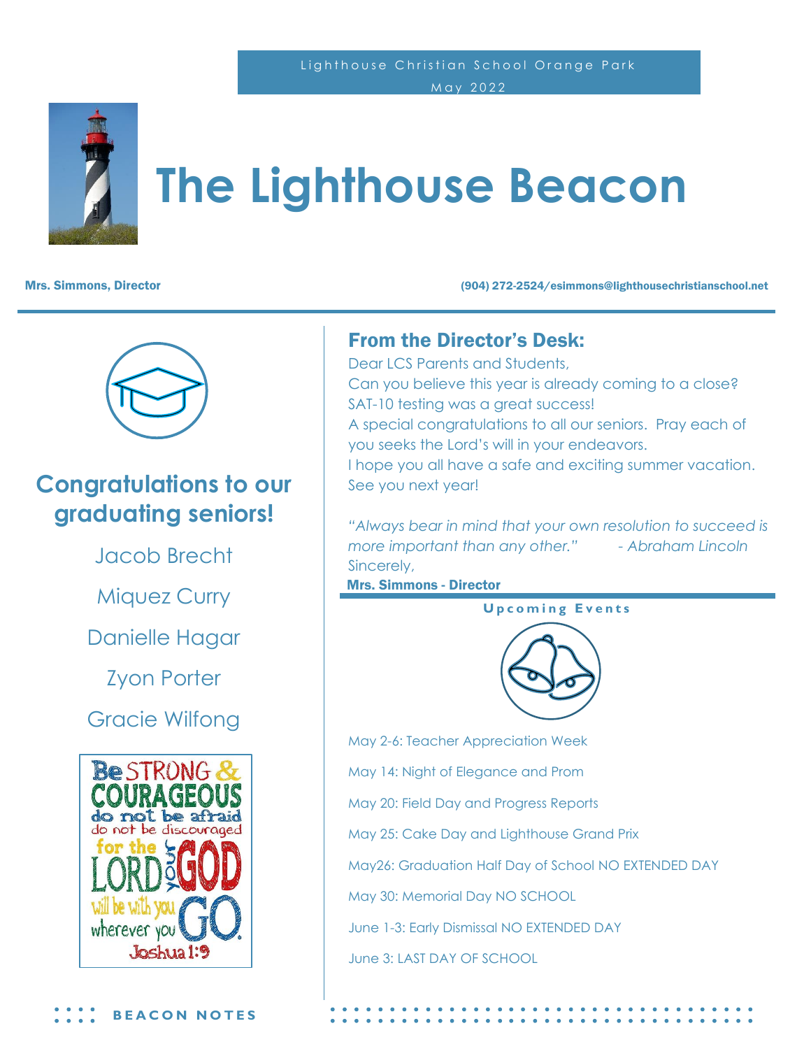Lighthouse Christian School Orange Park

May 2022

# The Lighthouse Beacon

**Mrs. Simmons, Director** — **(904) 272-2524/esimmons@lighthousechristianschool.net**

## Congratulations to our graduating seniors!

Jacob Brecht

Miquez Curry

Danielle Hagar

Zyon Porter

Gracie Wilfong

Be STRONG & COURAGEOUS do not be afraid do not be discouraged for the LORD your GOD will be with you wherever you GO. Joshua 1:9

## From the Director's Desk:

Dear LCS Parents and Students,

Can you believe this year is already coming to a close?

SAT-10 testing was a great success!

A special congratulations to all our seniors. Pray each of you seeks the Lord's will in your endeavors.

I hope you all have a safe and exciting summer vacation. See you next year!

*"Always bear in mind that your own resolution to succeed is more important than any other." - Abraham Lincoln*

Sincerely,

**Mrs. Simmons - Director**

### Upcoming Events

May 2-6: Teacher Appreciation Week

May 14: Night of Elegance and Prom

May 20: Field Day and Progress Reports

May 25: Cake Day and Lighthouse Grand Prix

May26: Graduation Half Day of School NO EXTENDED DAY

May 30: Memorial Day NO SCHOOL

June 1-3: Early Dismissal NO EXTENDED DAY

June 3: LAST DAY OF SCHOOL

BEACON NOTES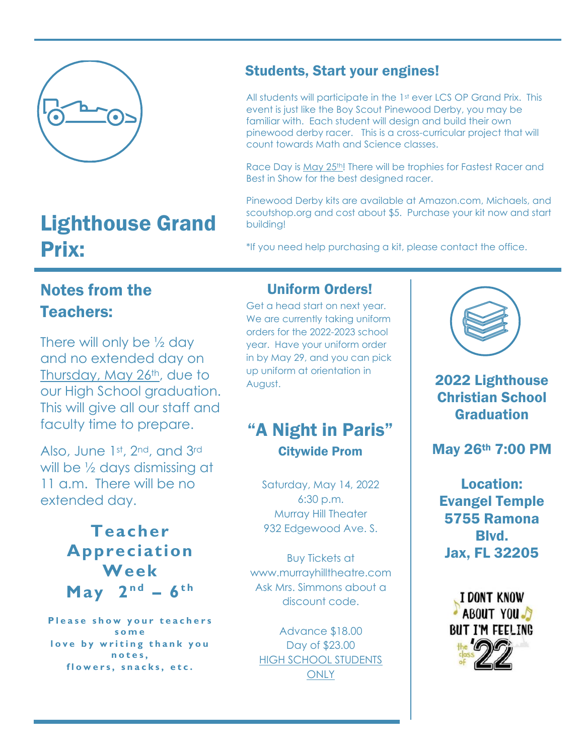## Students, Start your engines!

# Lighthouse Grand Prix:

All students will participate in the 1st ever LCS OP Grand Prix. This event is just like the Boy Scout Pinewood Derby, you may be familiar with. Each student will design and build their own pinewood derby racer. This is a cross-curricular project that will count towards Math and Science classes.

Race Day is May 25th! There will be trophies for Fastest Racer and Best in Show for the best designed racer.

Pinewood Derby kits are available at Amazon.com, Michaels, and scoutshop.org and cost about $5. Purchase your kit now and start building!

*If you need help purchasing a kit, please contact the office.

## Notes from the Teachers:

There will only be ½ day and no extended day on Thursday, May 26th, due to our High School graduation. This will give all our staff and faculty time to prepare.

Also, June 1st, 2nd, and 3rd will be ½ days dismissing at 11 a.m. There will be no extended day.

### Teacher Appreciation Week
### May 2nd – 6th

**Please show your teachers some love by writing thank you notes, flowers, snacks, etc.**

## Uniform Orders!

Get a head start on next year. We are currently taking uniform orders for the 2022-2023 school year. Have your uniform order in by May 29, and you can pick up uniform at orientation in August.

## "A Night in Paris"
### Citywide Prom

Saturday, May 14, 2022
6:30 p.m.
Murray Hill Theater
932 Edgewood Ave. S.

Buy Tickets at
www.murrayhilltheatre.com
Ask Mrs. Simmons about a discount code.

Advance $18.00
Day of $23.00
HIGH SCHOOL STUDENTS ONLY

## 2022 Lighthouse Christian School Graduation

**May 26th 7:00 PM**

**Location:**
**Evangel Temple**
**5755 Ramona Blvd.**
**Jax, FL 32205**

I DONT KNOW ABOUT YOU BUT I'M FEELING the class of '22